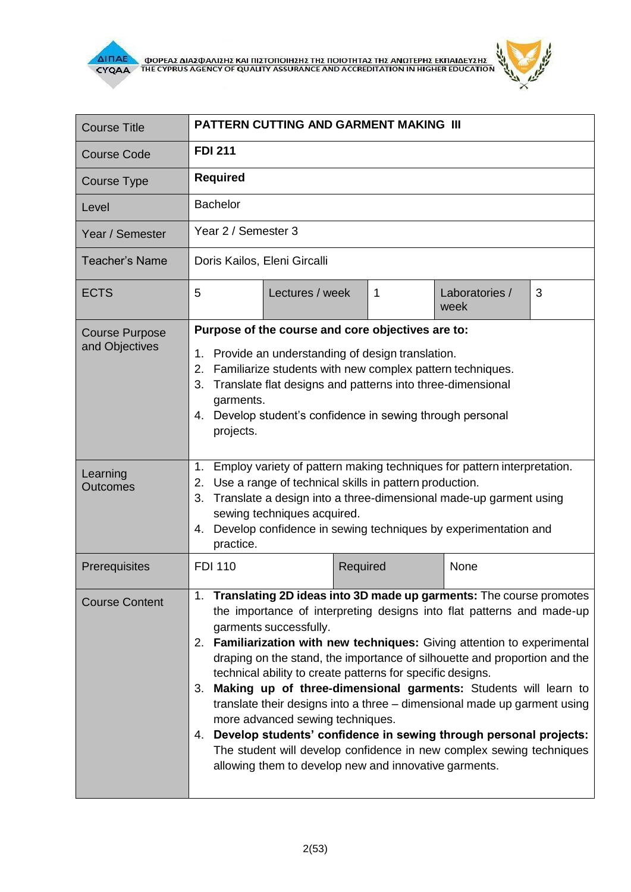| Course Title | **PATTERN CUTTING AND GARMENT MAKING III** | | | | |
|---|---|---|---|---|---|
| Course Code | **FDI 211** | | | | |
| Course Type | **Required** | | | | |
| Level | Bachelor | | | | |
| Year / Semester | Year 2 / Semester 3 | | | | |
| Teacher's Name | Doris Kailos, Eleni Gircalli | | | | |
| ECTS | 5 | Lectures / week | 1 | Laboratories / week | 3 |
| Course Purpose and Objectives | **Purpose of the course and core objectives are to:**<br>1. Provide an understanding of design translation.<br>2. Familiarize students with new complex pattern techniques.<br>3. Translate flat designs and patterns into three-dimensional garments.<br>4. Develop student's confidence in sewing through personal projects. | | | | |
| Learning Outcomes | 1. Employ variety of pattern making techniques for pattern interpretation.<br>2. Use a range of technical skills in pattern production.<br>3. Translate a design into a three-dimensional made-up garment using sewing techniques acquired.<br>4. Develop confidence in sewing techniques by experimentation and practice. | | | | |
| Prerequisites | FDI 110 | Required | None | | |
| Course Content | 1. **Translating 2D ideas into 3D made up garments:** The course promotes the importance of interpreting designs into flat patterns and made-up garments successfully.<br>2. **Familiarization with new techniques:** Giving attention to experimental draping on the stand, the importance of silhouette and proportion and the technical ability to create patterns for specific designs.<br>3. **Making up of three-dimensional garments:** Students will learn to translate their designs into a three – dimensional made up garment using more advanced sewing techniques.<br>4. **Develop students' confidence in sewing through personal projects:** The student will develop confidence in new complex sewing techniques allowing them to develop new and innovative garments. | | | | |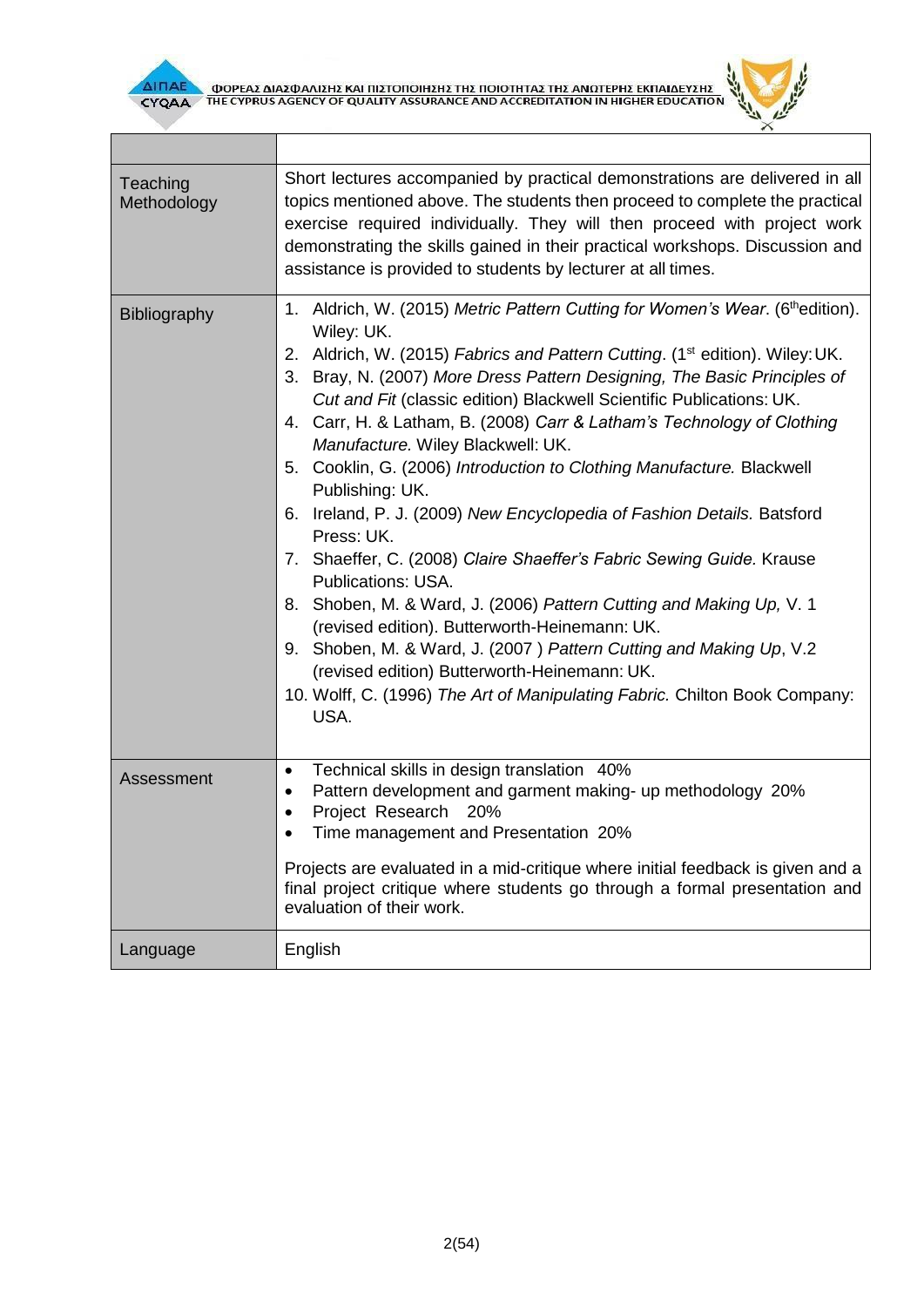| | |
|---|---|
| Teaching Methodology | Short lectures accompanied by practical demonstrations are delivered in all topics mentioned above. The students then proceed to complete the practical exercise required individually. They will then proceed with project work demonstrating the skills gained in their practical workshops. Discussion and assistance is provided to students by lecturer at all times. |
| Bibliography | 1. Aldrich, W. (2015) *Metric Pattern Cutting for Women's Wear*. (6thedition). Wiley: UK.<br>2. Aldrich, W. (2015) *Fabrics and Pattern Cutting*. (1st edition). Wiley: UK.<br>3. Bray, N. (2007) *More Dress Pattern Designing, The Basic Principles of Cut and Fit* (classic edition) Blackwell Scientific Publications: UK.<br>4. Carr, H. & Latham, B. (2008) *Carr & Latham's Technology of Clothing Manufacture.* Wiley Blackwell: UK.<br>5. Cooklin, G. (2006) *Introduction to Clothing Manufacture.* Blackwell Publishing: UK.<br>6. Ireland, P. J. (2009) *New Encyclopedia of Fashion Details.* Batsford Press: UK.<br>7. Shaeffer, C. (2008) *Claire Shaeffer's Fabric Sewing Guide.* Krause Publications: USA.<br>8. Shoben, M. & Ward, J. (2006) *Pattern Cutting and Making Up,* V. 1 (revised edition). Butterworth-Heinemann: UK.<br>9. Shoben, M. & Ward, J. (2007 ) *Pattern Cutting and Making Up*, V.2 (revised edition) Butterworth-Heinemann: UK.<br>10. Wolff, C. (1996) *The Art of Manipulating Fabric.* Chilton Book Company: USA. |
| Assessment | • Technical skills in design translation 40%<br>• Pattern development and garment making- up methodology 20%<br>• Project Research 20%<br>• Time management and Presentation 20%<br><br>Projects are evaluated in a mid-critique where initial feedback is given and a final project critique where students go through a formal presentation and evaluation of their work. |
| Language | English |